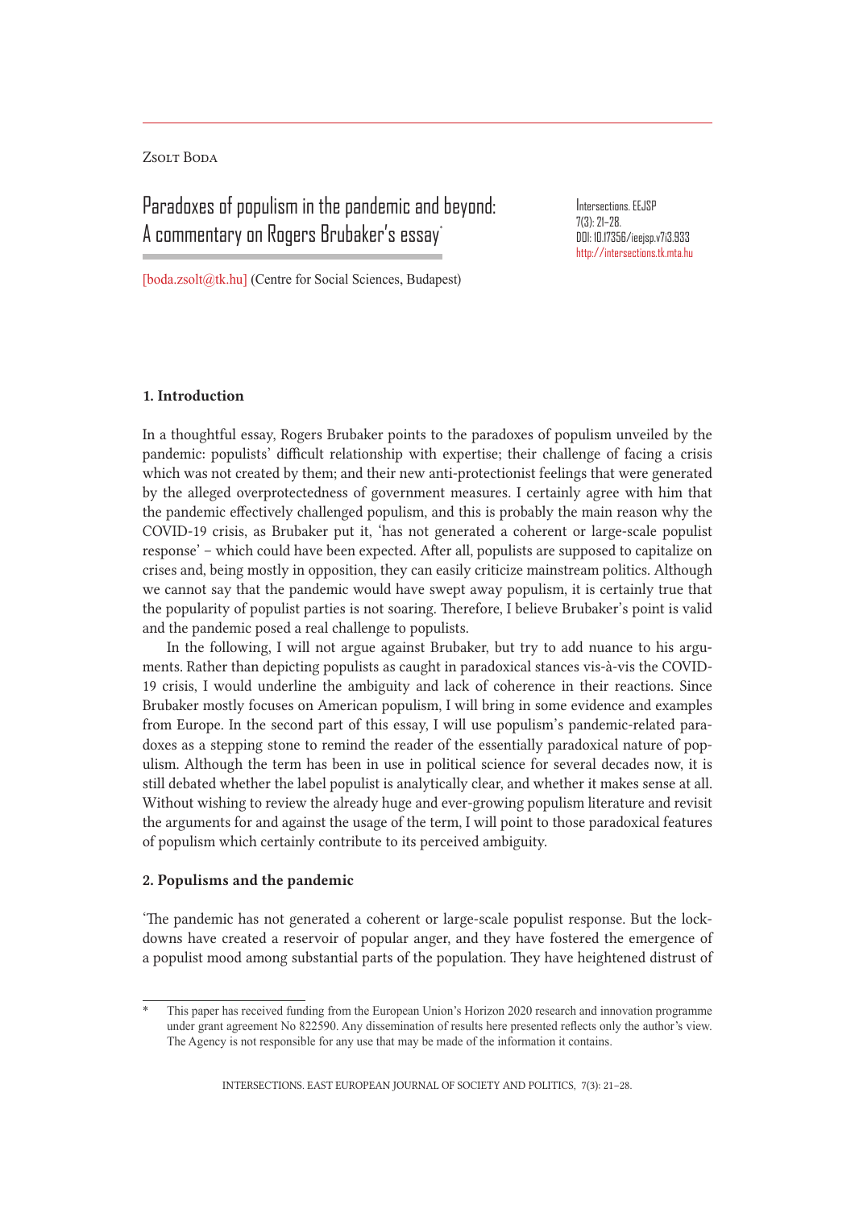Zsolt Boda

# Paradoxes of populism in the pandemic and beyond: A commentary on Rogers Brubaker's essay*

Intersections. EEJSP
7(3): 21–28.
DOI: 10.17356/ieejsp.v7i3.933
http://intersections.tk.mta.hu

[boda.zsolt@tk.hu] (Centre for Social Sciences, Budapest)

## 1. Introduction

In a thoughtful essay, Rogers Brubaker points to the paradoxes of populism unveiled by the pandemic: populists' difficult relationship with expertise; their challenge of facing a crisis which was not created by them; and their new anti-protectionist feelings that were generated by the alleged overprotectedness of government measures. I certainly agree with him that the pandemic effectively challenged populism, and this is probably the main reason why the COVID-19 crisis, as Brubaker put it, 'has not generated a coherent or large-scale populist response' – which could have been expected. After all, populists are supposed to capitalize on crises and, being mostly in opposition, they can easily criticize mainstream politics. Although we cannot say that the pandemic would have swept away populism, it is certainly true that the popularity of populist parties is not soaring. Therefore, I believe Brubaker's point is valid and the pandemic posed a real challenge to populists.

In the following, I will not argue against Brubaker, but try to add nuance to his arguments. Rather than depicting populists as caught in paradoxical stances vis-à-vis the COVID-19 crisis, I would underline the ambiguity and lack of coherence in their reactions. Since Brubaker mostly focuses on American populism, I will bring in some evidence and examples from Europe. In the second part of this essay, I will use populism's pandemic-related paradoxes as a stepping stone to remind the reader of the essentially paradoxical nature of populism. Although the term has been in use in political science for several decades now, it is still debated whether the label populist is analytically clear, and whether it makes sense at all. Without wishing to review the already huge and ever-growing populism literature and revisit the arguments for and against the usage of the term, I will point to those paradoxical features of populism which certainly contribute to its perceived ambiguity.

## 2. Populisms and the pandemic

'The pandemic has not generated a coherent or large-scale populist response. But the lockdowns have created a reservoir of popular anger, and they have fostered the emergence of a populist mood among substantial parts of the population. They have heightened distrust of

* This paper has received funding from the European Union's Horizon 2020 research and innovation programme under grant agreement No 822590. Any dissemination of results here presented reflects only the author's view. The Agency is not responsible for any use that may be made of the information it contains.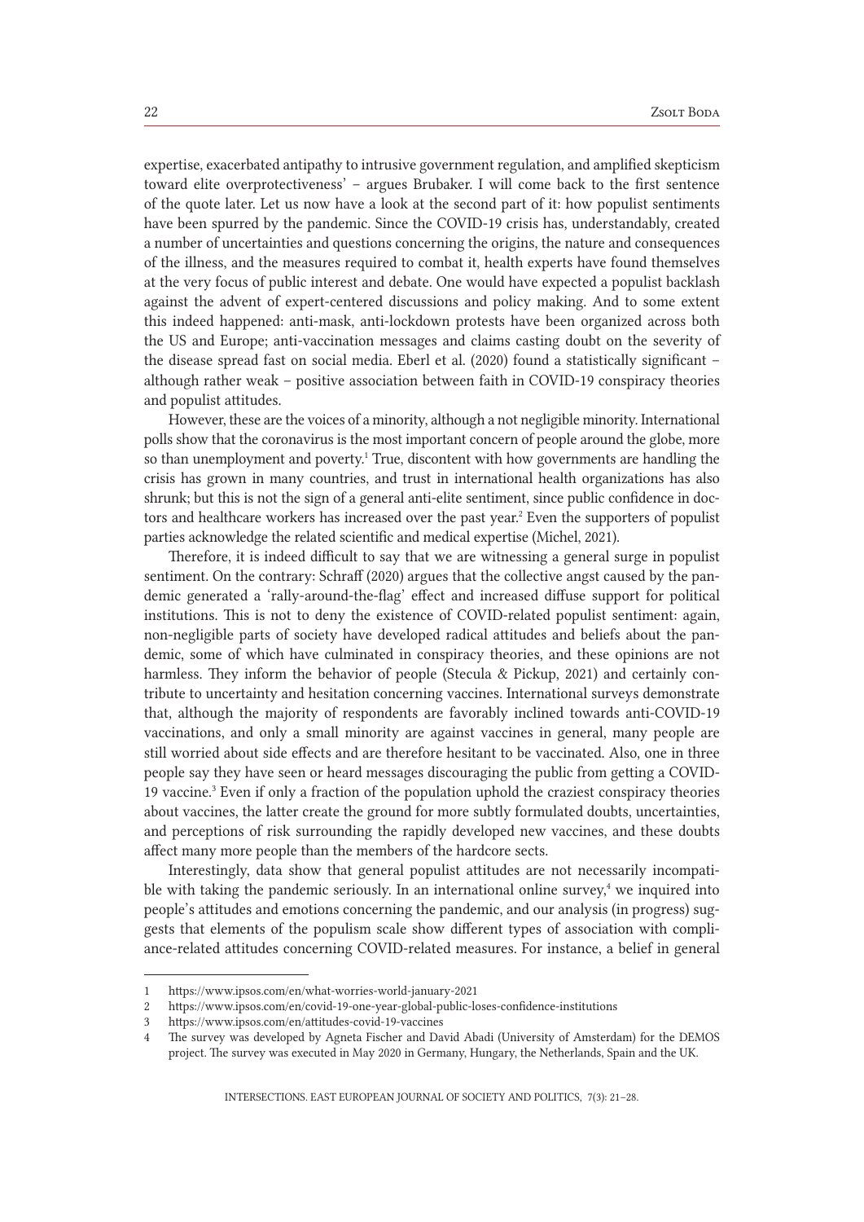expertise, exacerbated antipathy to intrusive government regulation, and amplified skepticism toward elite overprotectiveness' – argues Brubaker. I will come back to the first sentence of the quote later. Let us now have a look at the second part of it: how populist sentiments have been spurred by the pandemic. Since the COVID-19 crisis has, understandably, created a number of uncertainties and questions concerning the origins, the nature and consequences of the illness, and the measures required to combat it, health experts have found themselves at the very focus of public interest and debate. One would have expected a populist backlash against the advent of expert-centered discussions and policy making. And to some extent this indeed happened: anti-mask, anti-lockdown protests have been organized across both the US and Europe; anti-vaccination messages and claims casting doubt on the severity of the disease spread fast on social media. Eberl et al. (2020) found a statistically significant – although rather weak – positive association between faith in COVID-19 conspiracy theories and populist attitudes.

However, these are the voices of a minority, although a not negligible minority. International polls show that the coronavirus is the most important concern of people around the globe, more so than unemployment and poverty.[1] True, discontent with how governments are handling the crisis has grown in many countries, and trust in international health organizations has also shrunk; but this is not the sign of a general anti-elite sentiment, since public confidence in doctors and healthcare workers has increased over the past year.[2] Even the supporters of populist parties acknowledge the related scientific and medical expertise (Michel, 2021).

Therefore, it is indeed difficult to say that we are witnessing a general surge in populist sentiment. On the contrary: Schraff (2020) argues that the collective angst caused by the pandemic generated a 'rally-around-the-flag' effect and increased diffuse support for political institutions. This is not to deny the existence of COVID-related populist sentiment: again, non-negligible parts of society have developed radical attitudes and beliefs about the pandemic, some of which have culminated in conspiracy theories, and these opinions are not harmless. They inform the behavior of people (Stecula & Pickup, 2021) and certainly contribute to uncertainty and hesitation concerning vaccines. International surveys demonstrate that, although the majority of respondents are favorably inclined towards anti-COVID-19 vaccinations, and only a small minority are against vaccines in general, many people are still worried about side effects and are therefore hesitant to be vaccinated. Also, one in three people say they have seen or heard messages discouraging the public from getting a COVID-19 vaccine.[3] Even if only a fraction of the population uphold the craziest conspiracy theories about vaccines, the latter create the ground for more subtly formulated doubts, uncertainties, and perceptions of risk surrounding the rapidly developed new vaccines, and these doubts affect many more people than the members of the hardcore sects.

Interestingly, data show that general populist attitudes are not necessarily incompatible with taking the pandemic seriously. In an international online survey,[4] we inquired into people's attitudes and emotions concerning the pandemic, and our analysis (in progress) suggests that elements of the populism scale show different types of association with compliance-related attitudes concerning COVID-related measures. For instance, a belief in general

---

1 https://www.ipsos.com/en/what-worries-world-january-2021

2 https://www.ipsos.com/en/covid-19-one-year-global-public-loses-confidence-institutions

3 https://www.ipsos.com/en/attitudes-covid-19-vaccines

4 The survey was developed by Agneta Fischer and David Abadi (University of Amsterdam) for the DEMOS project. The survey was executed in May 2020 in Germany, Hungary, the Netherlands, Spain and the UK.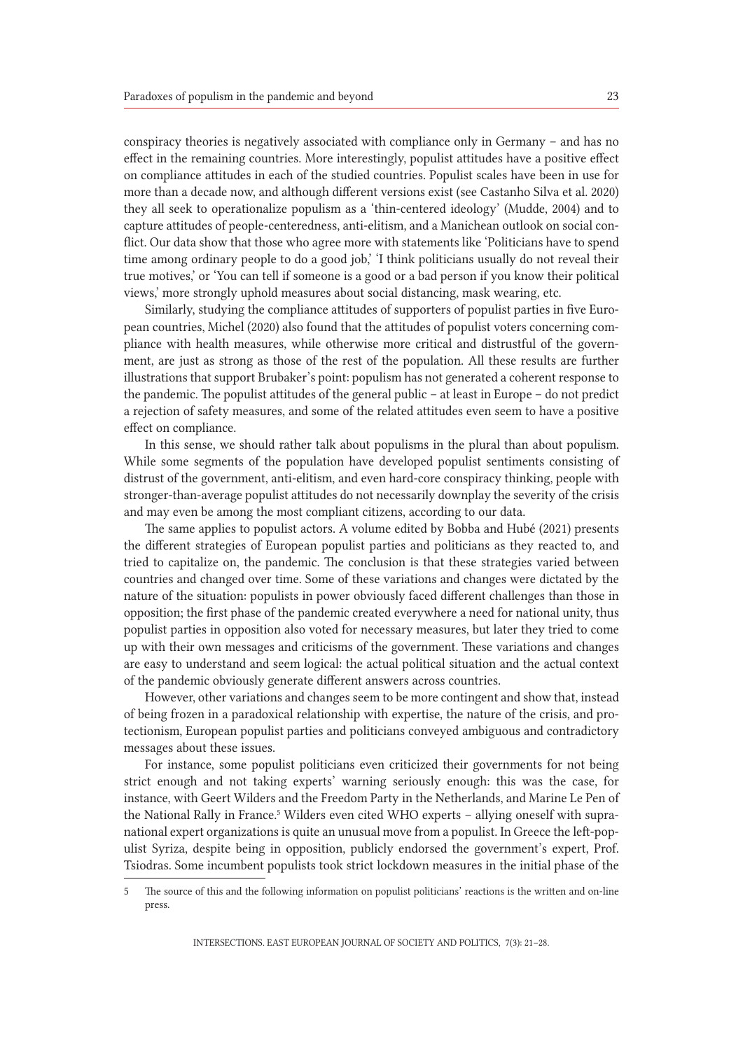conspiracy theories is negatively associated with compliance only in Germany – and has no effect in the remaining countries. More interestingly, populist attitudes have a positive effect on compliance attitudes in each of the studied countries. Populist scales have been in use for more than a decade now, and although different versions exist (see Castanho Silva et al. 2020) they all seek to operationalize populism as a 'thin-centered ideology' (Mudde, 2004) and to capture attitudes of people-centeredness, anti-elitism, and a Manichean outlook on social conflict. Our data show that those who agree more with statements like 'Politicians have to spend time among ordinary people to do a good job,' 'I think politicians usually do not reveal their true motives,' or 'You can tell if someone is a good or a bad person if you know their political views,' more strongly uphold measures about social distancing, mask wearing, etc.

Similarly, studying the compliance attitudes of supporters of populist parties in five European countries, Michel (2020) also found that the attitudes of populist voters concerning compliance with health measures, while otherwise more critical and distrustful of the government, are just as strong as those of the rest of the population. All these results are further illustrations that support Brubaker's point: populism has not generated a coherent response to the pandemic. The populist attitudes of the general public – at least in Europe – do not predict a rejection of safety measures, and some of the related attitudes even seem to have a positive effect on compliance.

In this sense, we should rather talk about populisms in the plural than about populism. While some segments of the population have developed populist sentiments consisting of distrust of the government, anti-elitism, and even hard-core conspiracy thinking, people with stronger-than-average populist attitudes do not necessarily downplay the severity of the crisis and may even be among the most compliant citizens, according to our data.

The same applies to populist actors. A volume edited by Bobba and Hubé (2021) presents the different strategies of European populist parties and politicians as they reacted to, and tried to capitalize on, the pandemic. The conclusion is that these strategies varied between countries and changed over time. Some of these variations and changes were dictated by the nature of the situation: populists in power obviously faced different challenges than those in opposition; the first phase of the pandemic created everywhere a need for national unity, thus populist parties in opposition also voted for necessary measures, but later they tried to come up with their own messages and criticisms of the government. These variations and changes are easy to understand and seem logical: the actual political situation and the actual context of the pandemic obviously generate different answers across countries.

However, other variations and changes seem to be more contingent and show that, instead of being frozen in a paradoxical relationship with expertise, the nature of the crisis, and protectionism, European populist parties and politicians conveyed ambiguous and contradictory messages about these issues.

For instance, some populist politicians even criticized their governments for not being strict enough and not taking experts' warning seriously enough: this was the case, for instance, with Geert Wilders and the Freedom Party in the Netherlands, and Marine Le Pen of the National Rally in France.[5] Wilders even cited WHO experts – allying oneself with supranational expert organizations is quite an unusual move from a populist. In Greece the left-populist Syriza, despite being in opposition, publicly endorsed the government's expert, Prof. Tsiodras. Some incumbent populists took strict lockdown measures in the initial phase of the

5 The source of this and the following information on populist politicians' reactions is the written and on-line press.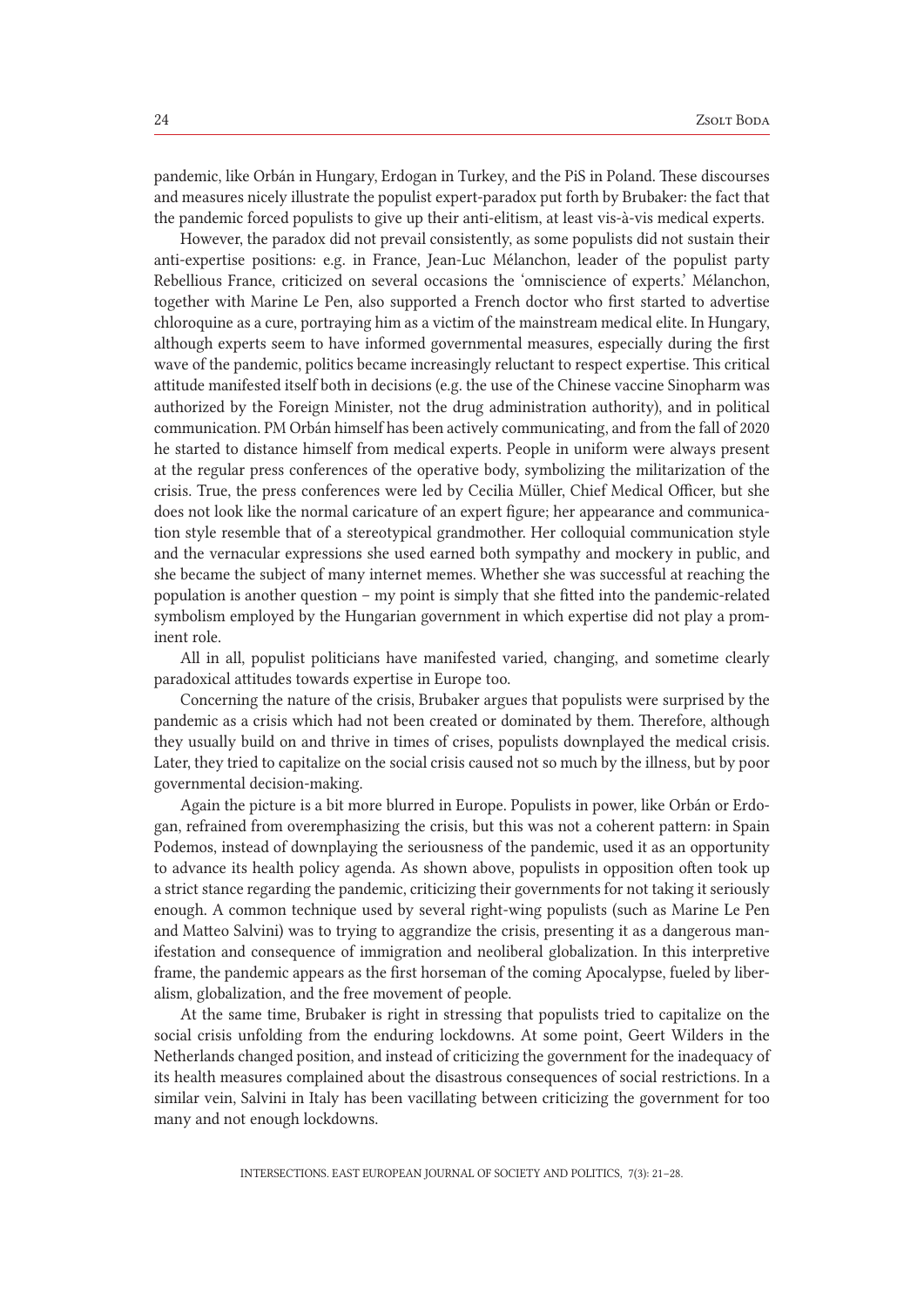pandemic, like Orbán in Hungary, Erdogan in Turkey, and the PiS in Poland. These discourses and measures nicely illustrate the populist expert-paradox put forth by Brubaker: the fact that the pandemic forced populists to give up their anti-elitism, at least vis-à-vis medical experts.

However, the paradox did not prevail consistently, as some populists did not sustain their anti-expertise positions: e.g. in France, Jean-Luc Mélanchon, leader of the populist party Rebellious France, criticized on several occasions the 'omniscience of experts.' Mélanchon, together with Marine Le Pen, also supported a French doctor who first started to advertise chloroquine as a cure, portraying him as a victim of the mainstream medical elite. In Hungary, although experts seem to have informed governmental measures, especially during the first wave of the pandemic, politics became increasingly reluctant to respect expertise. This critical attitude manifested itself both in decisions (e.g. the use of the Chinese vaccine Sinopharm was authorized by the Foreign Minister, not the drug administration authority), and in political communication. PM Orbán himself has been actively communicating, and from the fall of 2020 he started to distance himself from medical experts. People in uniform were always present at the regular press conferences of the operative body, symbolizing the militarization of the crisis. True, the press conferences were led by Cecilia Müller, Chief Medical Officer, but she does not look like the normal caricature of an expert figure; her appearance and communication style resemble that of a stereotypical grandmother. Her colloquial communication style and the vernacular expressions she used earned both sympathy and mockery in public, and she became the subject of many internet memes. Whether she was successful at reaching the population is another question – my point is simply that she fitted into the pandemic-related symbolism employed by the Hungarian government in which expertise did not play a prominent role.

All in all, populist politicians have manifested varied, changing, and sometime clearly paradoxical attitudes towards expertise in Europe too.

Concerning the nature of the crisis, Brubaker argues that populists were surprised by the pandemic as a crisis which had not been created or dominated by them. Therefore, although they usually build on and thrive in times of crises, populists downplayed the medical crisis. Later, they tried to capitalize on the social crisis caused not so much by the illness, but by poor governmental decision-making.

Again the picture is a bit more blurred in Europe. Populists in power, like Orbán or Erdogan, refrained from overemphasizing the crisis, but this was not a coherent pattern: in Spain Podemos, instead of downplaying the seriousness of the pandemic, used it as an opportunity to advance its health policy agenda. As shown above, populists in opposition often took up a strict stance regarding the pandemic, criticizing their governments for not taking it seriously enough. A common technique used by several right-wing populists (such as Marine Le Pen and Matteo Salvini) was to trying to aggrandize the crisis, presenting it as a dangerous manifestation and consequence of immigration and neoliberal globalization. In this interpretive frame, the pandemic appears as the first horseman of the coming Apocalypse, fueled by liberalism, globalization, and the free movement of people.

At the same time, Brubaker is right in stressing that populists tried to capitalize on the social crisis unfolding from the enduring lockdowns. At some point, Geert Wilders in the Netherlands changed position, and instead of criticizing the government for the inadequacy of its health measures complained about the disastrous consequences of social restrictions. In a similar vein, Salvini in Italy has been vacillating between criticizing the government for too many and not enough lockdowns.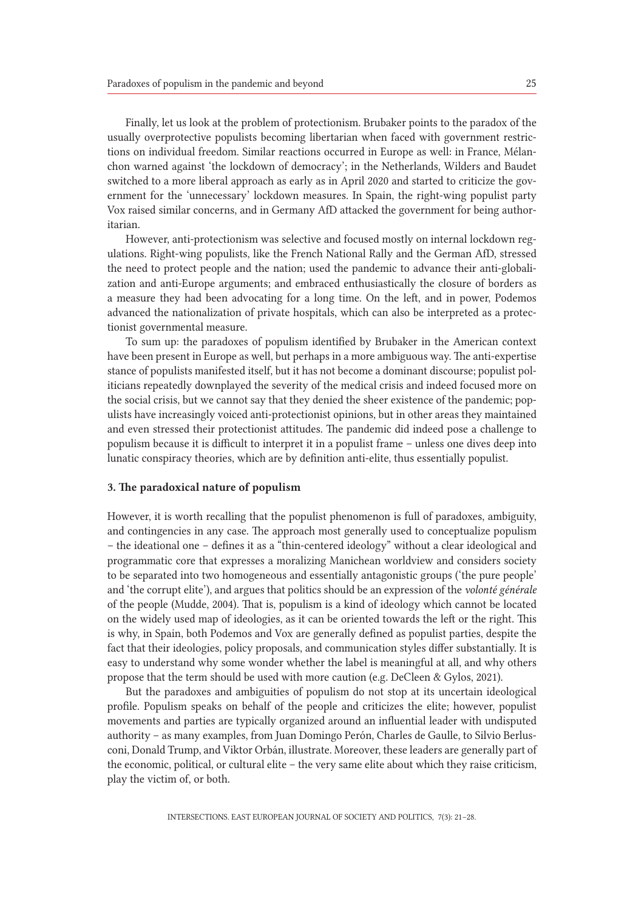Finally, let us look at the problem of protectionism. Brubaker points to the paradox of the usually overprotective populists becoming libertarian when faced with government restrictions on individual freedom. Similar reactions occurred in Europe as well: in France, Mélanchon warned against 'the lockdown of democracy'; in the Netherlands, Wilders and Baudet switched to a more liberal approach as early as in April 2020 and started to criticize the government for the 'unnecessary' lockdown measures. In Spain, the right-wing populist party Vox raised similar concerns, and in Germany AfD attacked the government for being authoritarian.

However, anti-protectionism was selective and focused mostly on internal lockdown regulations. Right-wing populists, like the French National Rally and the German AfD, stressed the need to protect people and the nation; used the pandemic to advance their anti-globalization and anti-Europe arguments; and embraced enthusiastically the closure of borders as a measure they had been advocating for a long time. On the left, and in power, Podemos advanced the nationalization of private hospitals, which can also be interpreted as a protectionist governmental measure.

To sum up: the paradoxes of populism identified by Brubaker in the American context have been present in Europe as well, but perhaps in a more ambiguous way. The anti-expertise stance of populists manifested itself, but it has not become a dominant discourse; populist politicians repeatedly downplayed the severity of the medical crisis and indeed focused more on the social crisis, but we cannot say that they denied the sheer existence of the pandemic; populists have increasingly voiced anti-protectionist opinions, but in other areas they maintained and even stressed their protectionist attitudes. The pandemic did indeed pose a challenge to populism because it is difficult to interpret it in a populist frame – unless one dives deep into lunatic conspiracy theories, which are by definition anti-elite, thus essentially populist.

### 3. The paradoxical nature of populism

However, it is worth recalling that the populist phenomenon is full of paradoxes, ambiguity, and contingencies in any case. The approach most generally used to conceptualize populism – the ideational one – defines it as a "thin-centered ideology" without a clear ideological and programmatic core that expresses a moralizing Manichean worldview and considers society to be separated into two homogeneous and essentially antagonistic groups ('the pure people' and 'the corrupt elite'), and argues that politics should be an expression of the *volonté générale* of the people (Mudde, 2004). That is, populism is a kind of ideology which cannot be located on the widely used map of ideologies, as it can be oriented towards the left or the right. This is why, in Spain, both Podemos and Vox are generally defined as populist parties, despite the fact that their ideologies, policy proposals, and communication styles differ substantially. It is easy to understand why some wonder whether the label is meaningful at all, and why others propose that the term should be used with more caution (e.g. DeCleen & Gylos, 2021).

But the paradoxes and ambiguities of populism do not stop at its uncertain ideological profile. Populism speaks on behalf of the people and criticizes the elite; however, populist movements and parties are typically organized around an influential leader with undisputed authority – as many examples, from Juan Domingo Perón, Charles de Gaulle, to Silvio Berlusconi, Donald Trump, and Viktor Orbán, illustrate. Moreover, these leaders are generally part of the economic, political, or cultural elite – the very same elite about which they raise criticism, play the victim of, or both.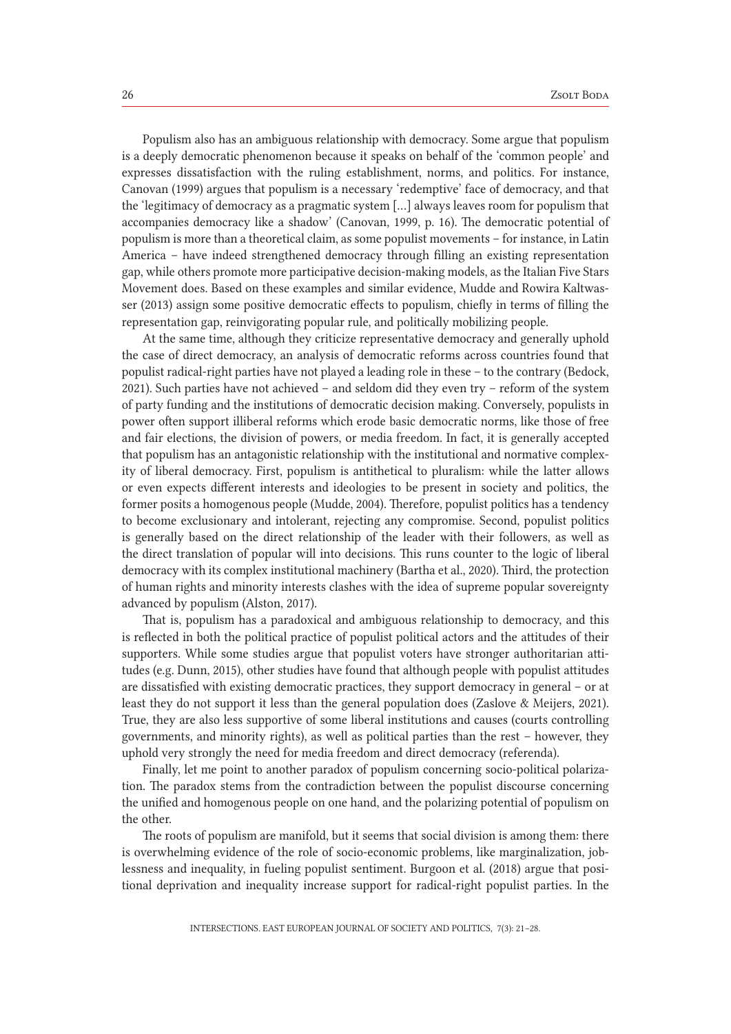Populism also has an ambiguous relationship with democracy. Some argue that populism is a deeply democratic phenomenon because it speaks on behalf of the 'common people' and expresses dissatisfaction with the ruling establishment, norms, and politics. For instance, Canovan (1999) argues that populism is a necessary 'redemptive' face of democracy, and that the 'legitimacy of democracy as a pragmatic system […] always leaves room for populism that accompanies democracy like a shadow' (Canovan, 1999, p. 16). The democratic potential of populism is more than a theoretical claim, as some populist movements – for instance, in Latin America – have indeed strengthened democracy through filling an existing representation gap, while others promote more participative decision-making models, as the Italian Five Stars Movement does. Based on these examples and similar evidence, Mudde and Rowira Kaltwasser (2013) assign some positive democratic effects to populism, chiefly in terms of filling the representation gap, reinvigorating popular rule, and politically mobilizing people.

At the same time, although they criticize representative democracy and generally uphold the case of direct democracy, an analysis of democratic reforms across countries found that populist radical-right parties have not played a leading role in these – to the contrary (Bedock, 2021). Such parties have not achieved – and seldom did they even try – reform of the system of party funding and the institutions of democratic decision making. Conversely, populists in power often support illiberal reforms which erode basic democratic norms, like those of free and fair elections, the division of powers, or media freedom. In fact, it is generally accepted that populism has an antagonistic relationship with the institutional and normative complexity of liberal democracy. First, populism is antithetical to pluralism: while the latter allows or even expects different interests and ideologies to be present in society and politics, the former posits a homogenous people (Mudde, 2004). Therefore, populist politics has a tendency to become exclusionary and intolerant, rejecting any compromise. Second, populist politics is generally based on the direct relationship of the leader with their followers, as well as the direct translation of popular will into decisions. This runs counter to the logic of liberal democracy with its complex institutional machinery (Bartha et al., 2020). Third, the protection of human rights and minority interests clashes with the idea of supreme popular sovereignty advanced by populism (Alston, 2017).

That is, populism has a paradoxical and ambiguous relationship to democracy, and this is reflected in both the political practice of populist political actors and the attitudes of their supporters. While some studies argue that populist voters have stronger authoritarian attitudes (e.g. Dunn, 2015), other studies have found that although people with populist attitudes are dissatisfied with existing democratic practices, they support democracy in general – or at least they do not support it less than the general population does (Zaslove & Meijers, 2021). True, they are also less supportive of some liberal institutions and causes (courts controlling governments, and minority rights), as well as political parties than the rest – however, they uphold very strongly the need for media freedom and direct democracy (referenda).

Finally, let me point to another paradox of populism concerning socio-political polarization. The paradox stems from the contradiction between the populist discourse concerning the unified and homogenous people on one hand, and the polarizing potential of populism on the other.

The roots of populism are manifold, but it seems that social division is among them: there is overwhelming evidence of the role of socio-economic problems, like marginalization, joblessness and inequality, in fueling populist sentiment. Burgoon et al. (2018) argue that positional deprivation and inequality increase support for radical-right populist parties. In the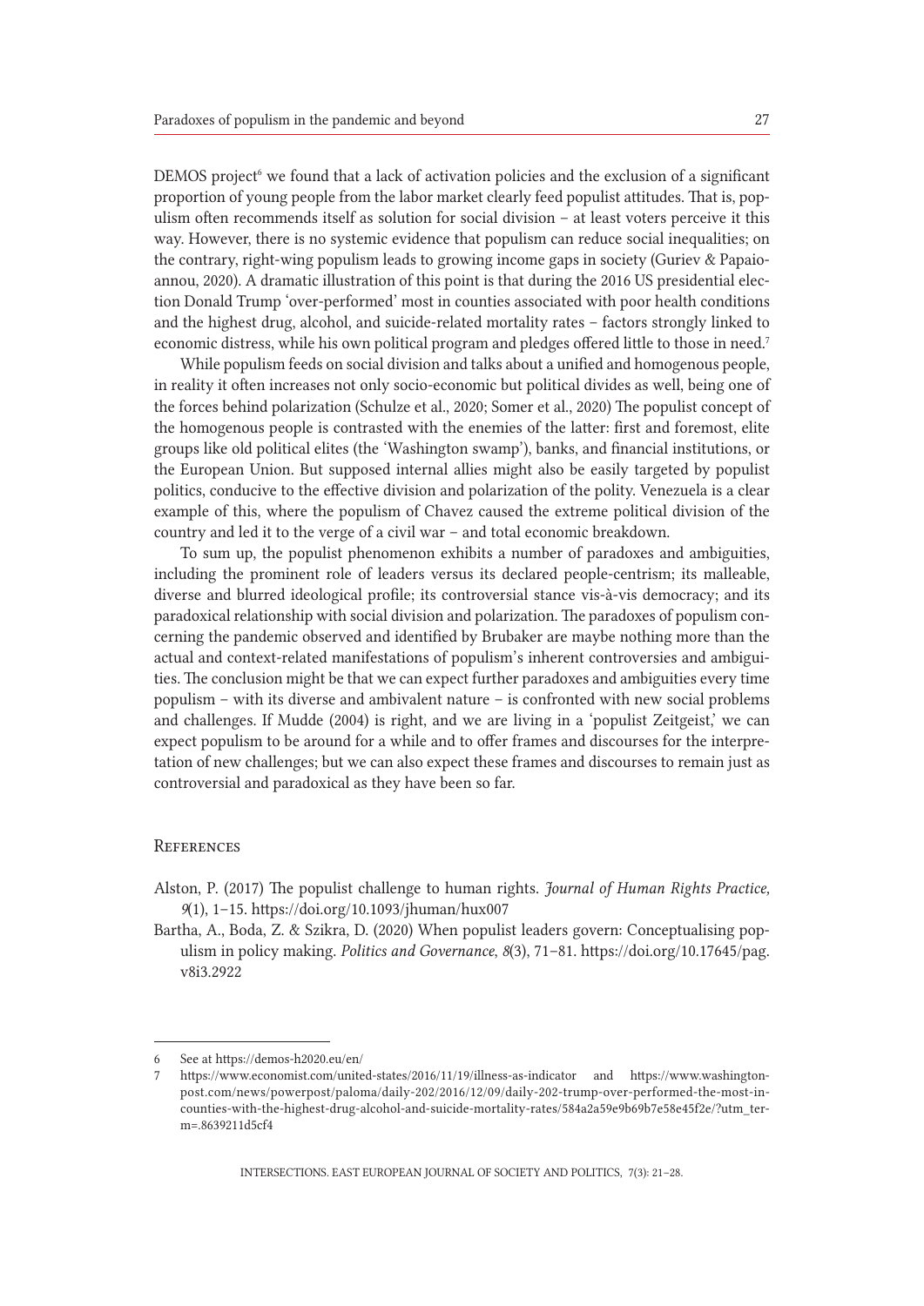DEMOS project[6] we found that a lack of activation policies and the exclusion of a significant proportion of young people from the labor market clearly feed populist attitudes. That is, populism often recommends itself as solution for social division – at least voters perceive it this way. However, there is no systemic evidence that populism can reduce social inequalities; on the contrary, right-wing populism leads to growing income gaps in society (Guriev & Papaioannou, 2020). A dramatic illustration of this point is that during the 2016 US presidential election Donald Trump 'over-performed' most in counties associated with poor health conditions and the highest drug, alcohol, and suicide-related mortality rates – factors strongly linked to economic distress, while his own political program and pledges offered little to those in need.[7]

While populism feeds on social division and talks about a unified and homogenous people, in reality it often increases not only socio-economic but political divides as well, being one of the forces behind polarization (Schulze et al., 2020; Somer et al., 2020) The populist concept of the homogenous people is contrasted with the enemies of the latter: first and foremost, elite groups like old political elites (the 'Washington swamp'), banks, and financial institutions, or the European Union. But supposed internal allies might also be easily targeted by populist politics, conducive to the effective division and polarization of the polity. Venezuela is a clear example of this, where the populism of Chavez caused the extreme political division of the country and led it to the verge of a civil war – and total economic breakdown.

To sum up, the populist phenomenon exhibits a number of paradoxes and ambiguities, including the prominent role of leaders versus its declared people-centrism; its malleable, diverse and blurred ideological profile; its controversial stance vis-à-vis democracy; and its paradoxical relationship with social division and polarization. The paradoxes of populism concerning the pandemic observed and identified by Brubaker are maybe nothing more than the actual and context-related manifestations of populism's inherent controversies and ambiguities. The conclusion might be that we can expect further paradoxes and ambiguities every time populism – with its diverse and ambivalent nature – is confronted with new social problems and challenges. If Mudde (2004) is right, and we are living in a 'populist Zeitgeist,' we can expect populism to be around for a while and to offer frames and discourses for the interpretation of new challenges; but we can also expect these frames and discourses to remain just as controversial and paradoxical as they have been so far.

## References

Alston, P. (2017) The populist challenge to human rights. *Journal of Human Rights Practice, 9*(1), 1–15. https://doi.org/10.1093/jhuman/hux007

Bartha, A., Boda, Z. & Szikra, D. (2020) When populist leaders govern: Conceptualising populism in policy making. *Politics and Governance*, *8*(3), 71–81. https://doi.org/10.17645/pag.v8i3.2922

---

6 See at https://demos-h2020.eu/en/

7 https://www.economist.com/united-states/2016/11/19/illness-as-indicator and https://www.washingtonpost.com/news/powerpost/paloma/daily-202/2016/12/09/daily-202-trump-over-performed-the-most-in-counties-with-the-highest-drug-alcohol-and-suicide-mortality-rates/584a2a59e9b69b7e58e45f2e/?utm_term=.8639211d5cf4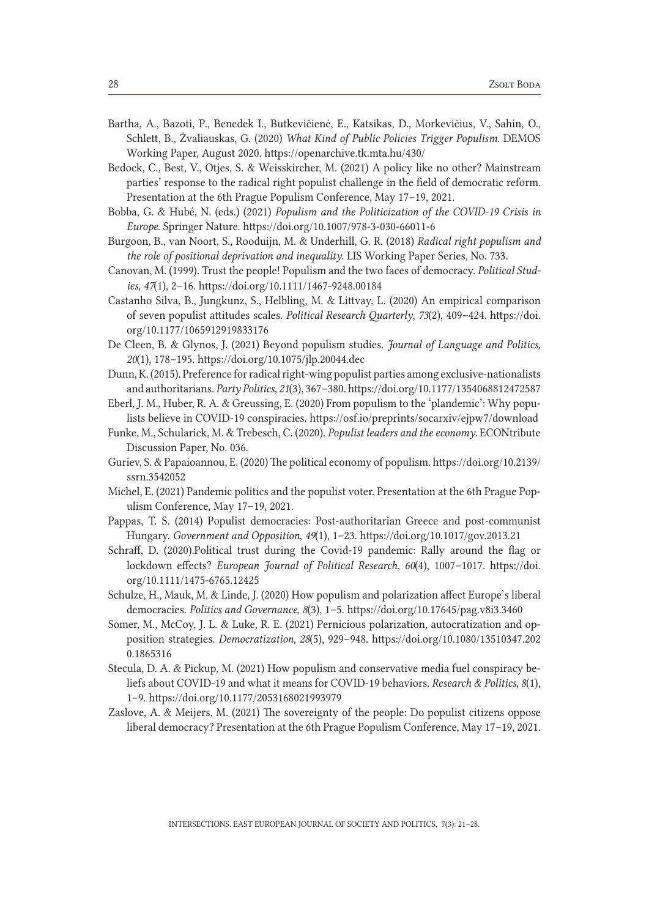Bartha, A., Bazoti, P., Benedek I., Butkevičienė, E., Katsikas, D., Morkevičius, V., Sahin, O., Schlett, B., Žvaliauskas, G. (2020) *What Kind of Public Policies Trigger Populism.* DEMOS Working Paper, August 2020. https://openarchive.tk.mta.hu/430/

Bedock, C., Best, V., Otjes, S. & Weisskircher, M. (2021) A policy like no other? Mainstream parties' response to the radical right populist challenge in the field of democratic reform. Presentation at the 6th Prague Populism Conference, May 17–19, 2021.

Bobba, G. & Hubé, N. (eds.) (2021) *Populism and the Politicization of the COVID-19 Crisis in Europe.* Springer Nature. https://doi.org/10.1007/978-3-030-66011-6

Burgoon, B., van Noort, S., Rooduijn, M. & Underhill, G. R. (2018) *Radical right populism and the role of positional deprivation and inequality.* LIS Working Paper Series, No. 733.

Canovan, M. (1999). Trust the people! Populism and the two faces of democracy. *Political Studies, 47*(1), 2–16. https://doi.org/10.1111/1467-9248.00184

Castanho Silva, B., Jungkunz, S., Helbling, M. & Littvay, L. (2020) An empirical comparison of seven populist attitudes scales. *Political Research Quarterly*, *73*(2), 409–424. https://doi.org/10.1177/1065912919833176

De Cleen, B. & Glynos, J. (2021) Beyond populism studies. *Journal of Language and Politics, 20*(1), 178–195. https://doi.org/10.1075/jlp.20044.dec

Dunn, K. (2015). Preference for radical right-wing populist parties among exclusive-nationalists and authoritarians. *Party Politics, 21*(3), 367–380. https://doi.org/10.1177/1354068812472587

Eberl, J. M., Huber, R. A. & Greussing, E. (2020) From populism to the 'plandemic': Why populists believe in COVID-19 conspiracies. https://osf.io/preprints/socarxiv/ejpw7/download

Funke, M., Schularick, M. & Trebesch, C. (2020). *Populist leaders and the economy.* ECONtribute Discussion Paper, No. 036.

Guriev, S. & Papaioannou, E. (2020) The political economy of populism. https://doi.org/10.2139/ssrn.3542052

Michel, E. (2021) Pandemic politics and the populist voter. Presentation at the 6th Prague Populism Conference, May 17–19, 2021.

Pappas, T. S. (2014) Populist democracies: Post-authoritarian Greece and post-communist Hungary. *Government and Opposition*, *49*(1), 1–23. https://doi.org/10.1017/gov.2013.21

Schraff, D. (2020).Political trust during the Covid-19 pandemic: Rally around the flag or lockdown effects? *European Journal of Political Research, 60*(4), 1007–1017. https://doi.org/10.1111/1475-6765.12425

Schulze, H., Mauk, M. & Linde, J. (2020) How populism and polarization affect Europe's liberal democracies. *Politics and Governance*, *8*(3), 1–5. https://doi.org/10.17645/pag.v8i3.3460

Somer, M., McCoy, J. L. & Luke, R. E. (2021) Pernicious polarization, autocratization and opposition strategies. *Democratization, 28*(5), 929–948. https://doi.org/10.1080/13510347.2020.1865316

Stecula, D. A. & Pickup, M. (2021) How populism and conservative media fuel conspiracy beliefs about COVID-19 and what it means for COVID-19 behaviors. *Research & Politics, 8*(1), 1–9. https://doi.org/10.1177/2053168021993979

Zaslove, A. & Meijers, M. (2021) The sovereignty of the people: Do populist citizens oppose liberal democracy? Presentation at the 6th Prague Populism Conference, May 17–19, 2021.